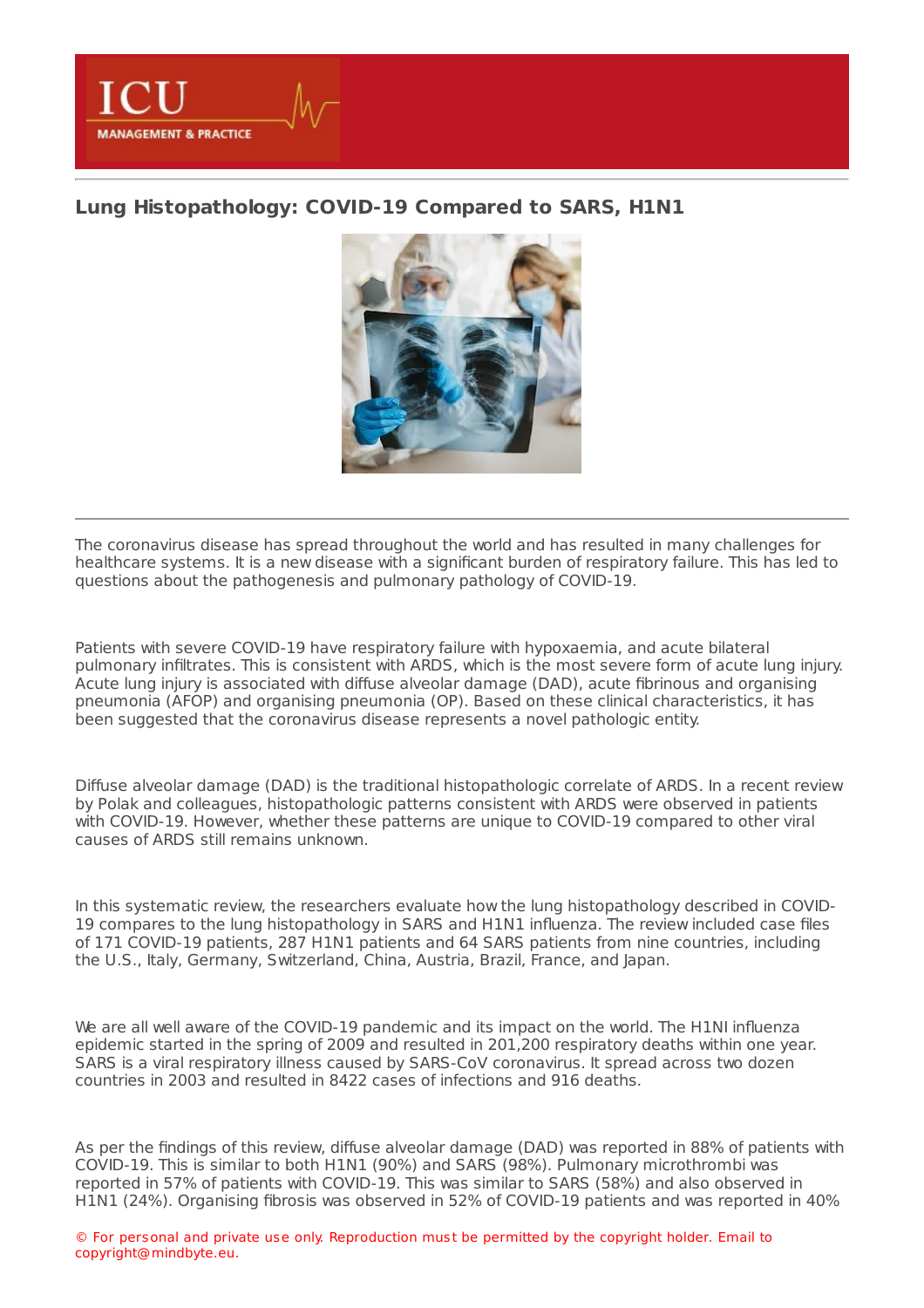# Lung Histopathology: COVID-19 Compared to SARS, H1N1

The coronavirus disease has spread throughout the world and has resulted in many challenges for healthcare systems. It is a new disease with a significant burden of respiratory failure. This has led to questions about the pathogenesis and pulmonary pathology of COVID-19.

Patients with severe COVID-19 have respiratory failure with hypoxaemia, and acute bilateral pulmonary infiltrates. This is consistent with ARDS, which is the most severe form of acute lung injury. Acute lung injury is associated with diffuse alveolar damage (DAD), acute fibrinous and organising pneumonia (AFOP) and organising pneumonia (OP). Based on these clinical characteristics, it has been suggested that the coronavirus disease represents a novel pathologic entity.

Diffuse alveolar damage (DAD) is the traditional histopathologic correlate of ARDS. In a recent review by Polak and colleagues, histopathologic patterns consistent with ARDS were observed in patients with COVID-19. However, whether these patterns are unique to COVID-19 compared to other viral causes of ARDS still remains unknown.

In this systematic review, the researchers evaluate how the lung histopathology described in COVID-19 compares to the lung histopathology in SARS and H1N1 influenza. The review included case files of 171 COVID-19 patients, 287 H1N1 patients and 64 SARS patients from nine countries, including the U.S., Italy, Germany, Switzerland, China, Austria, Brazil, France, and Japan.

We are all well aware of the COVID-19 pandemic and its impact on the world. The H1NI influenza epidemic started in the spring of 2009 and resulted in 201,200 respiratory deaths within one year. SARS is a viral respiratory illness caused by SARS-CoV coronavirus. It spread across two dozen countries in 2003 and resulted in 8422 cases of infections and 916 deaths.

As per the findings of this review, diffuse alveolar damage (DAD) was reported in 88% of patients with COVID-19. This is similar to both H1N1 (90%) and SARS (98%). Pulmonary microthrombi was reported in 57% of patients with COVID-19. This was similar to SARS (58%) and also observed in H1N1 (24%). Organising fibrosis was observed in 52% of COVID-19 patients and was reported in 40%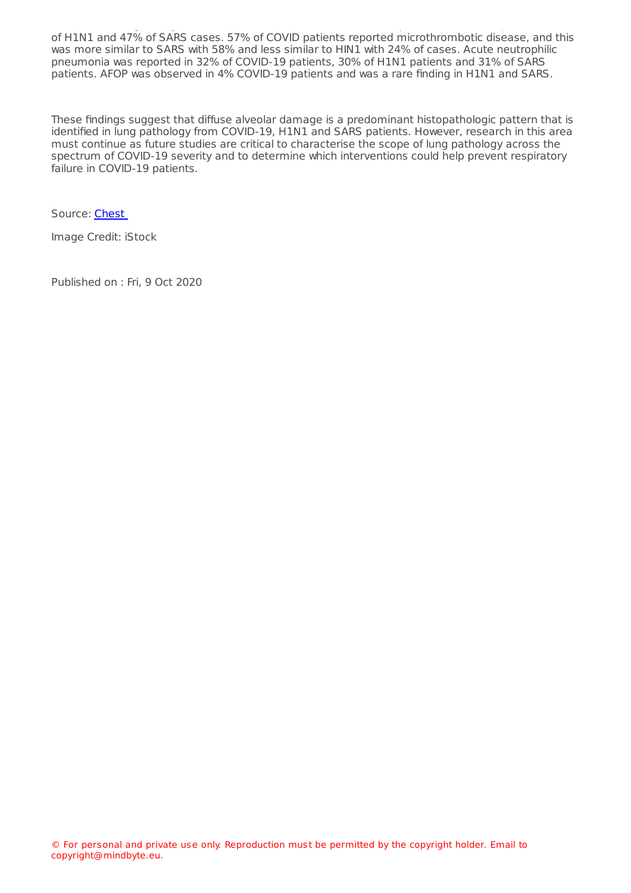of H1N1 and 47% of SARS cases. 57% of COVID patients reported microthrombotic disease, and this was more similar to SARS with 58% and less similar to HIN1 with 24% of cases. Acute neutrophilic pneumonia was reported in 32% of COVID-19 patients, 30% of H1N1 patients and 31% of SARS patients. AFOP was observed in 4% COVID-19 patients and was a rare finding in H1N1 and SARS.

These findings suggest that diffuse alveolar damage is a predominant histopathologic pattern that is identified in lung pathology from COVID-19, H1N1 and SARS patients. However, research in this area must continue as future studies are critical to characterise the scope of lung pathology across the spectrum of COVID-19 severity and to determine which interventions could help prevent respiratory failure in COVID-19 patients.

Source: Chest

Image Credit: iStock

Published on : Fri, 9 Oct 2020

© For personal and private use only. Reproduction must be permitted by the copyright holder. Email to copyright@mindbyte.eu.